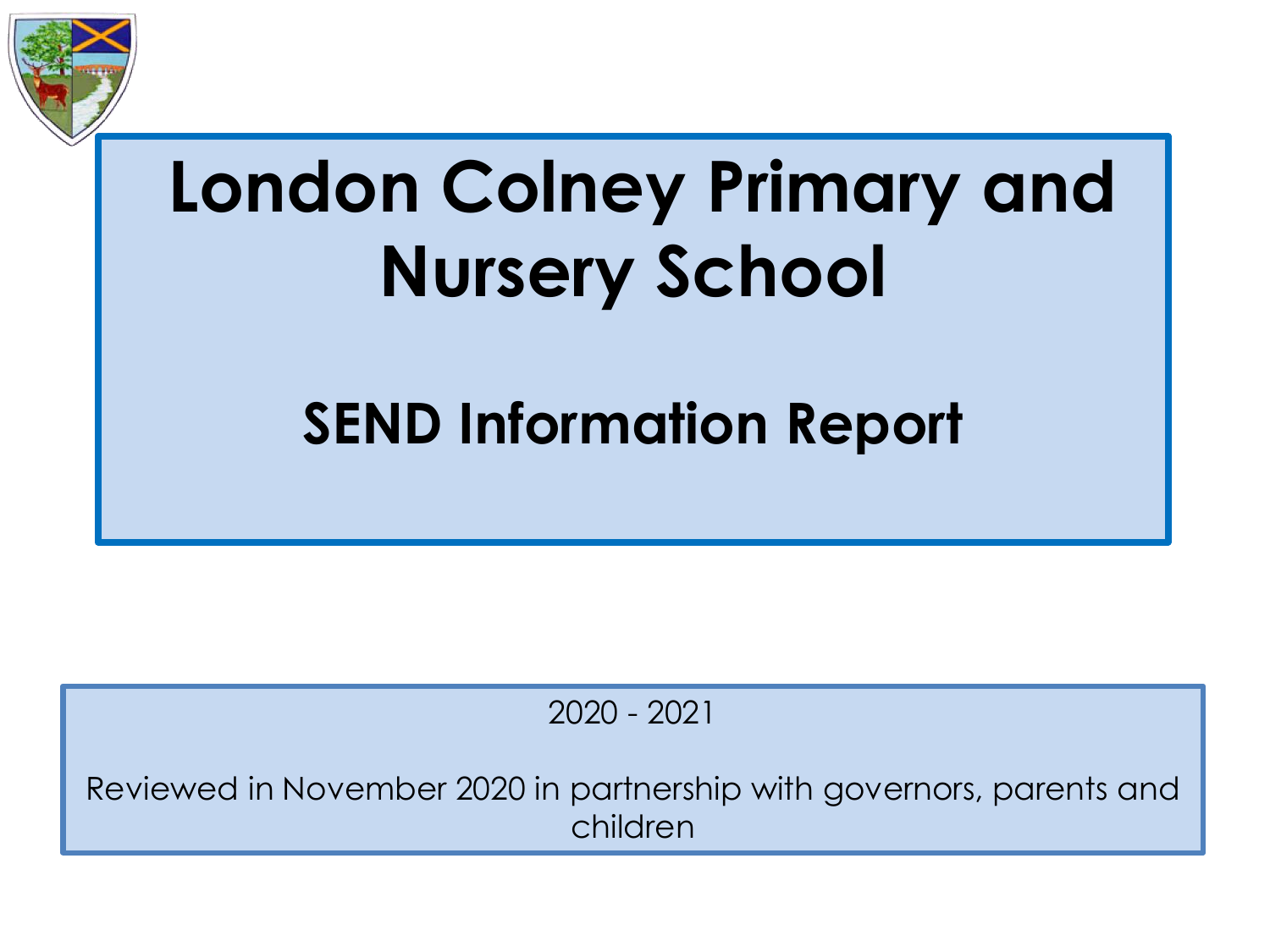# London Colney Primary and Nursery School

## SEND Information Report

2020 - 2021

Reviewed in November 2020 in partnership with governors, parents and children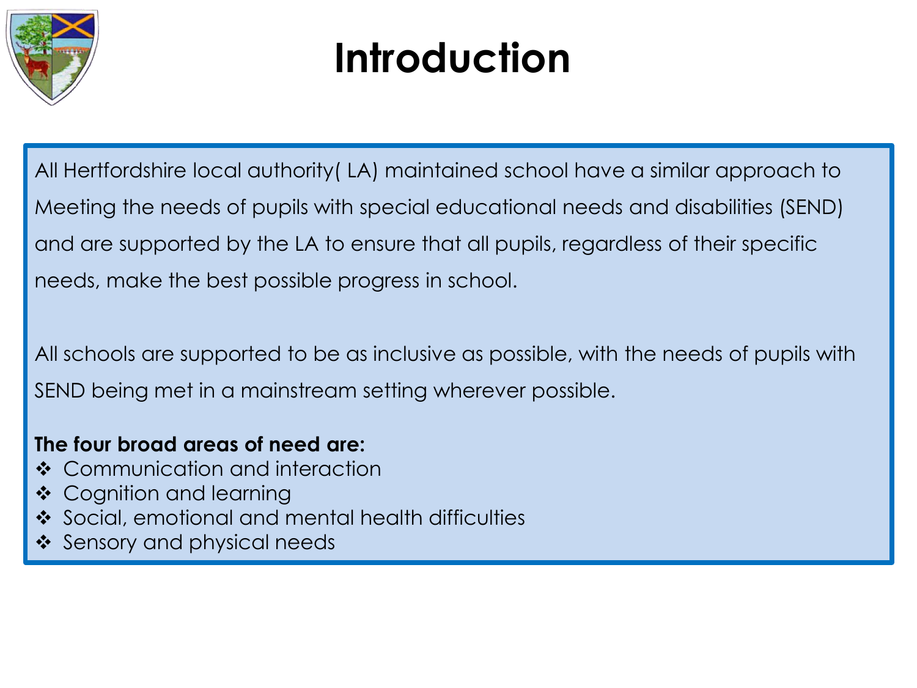# Introduction

All Hertfordshire local authority( LA) maintained school have a similar approach to Meeting the needs of pupils with special educational needs and disabilities (SEND) and are supported by the LA to ensure that all pupils, regardless of their specific needs, make the best possible progress in school.

All schools are supported to be as inclusive as possible, with the needs of pupils with SEND being met in a mainstream setting wherever possible.

**The four broad areas of need are:**

- Communication and interaction
- Cognition and learning
- Social, emotional and mental health difficulties
- Sensory and physical needs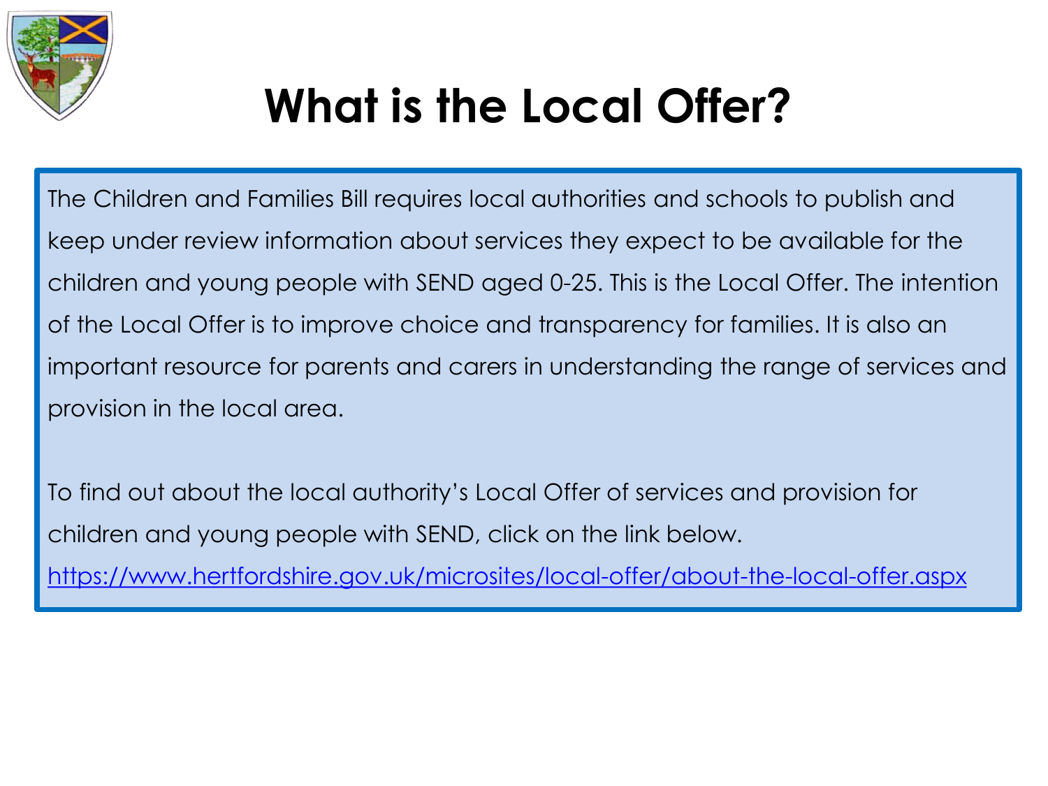# What is the Local Offer?

The Children and Families Bill requires local authorities and schools to publish and keep under review information about services they expect to be available for the children and young people with SEND aged 0-25. This is the Local Offer. The intention of the Local Offer is to improve choice and transparency for families. It is also an important resource for parents and carers in understanding the range of services and provision in the local area.

To find out about the local authority's Local Offer of services and provision for children and young people with SEND, click on the link below.
https://www.hertfordshire.gov.uk/microsites/local-offer/about-the-local-offer.aspx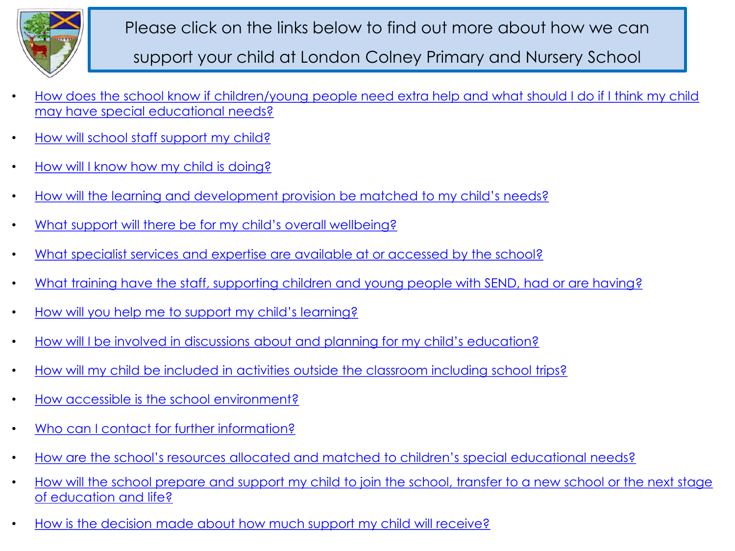Please click on the links below to find out more about how we can support your child at London Colney Primary and Nursery School

- How does the school know if children/young people need extra help and what should I do if I think my child may have special educational needs?
- How will school staff support my child?
- How will I know how my child is doing?
- How will the learning and development provision be matched to my child's needs?
- What support will there be for my child's overall wellbeing?
- What specialist services and expertise are available at or accessed by the school?
- What training have the staff, supporting children and young people with SEND, had or are having?
- How will you help me to support my child's learning?
- How will I be involved in discussions about and planning for my child's education?
- How will my child be included in activities outside the classroom including school trips?
- How accessible is the school environment?
- Who can I contact for further information?
- How are the school's resources allocated and matched to children's special educational needs?
- How will the school prepare and support my child to join the school, transfer to a new school or the next stage of education and life?
- How is the decision made about how much support my child will receive?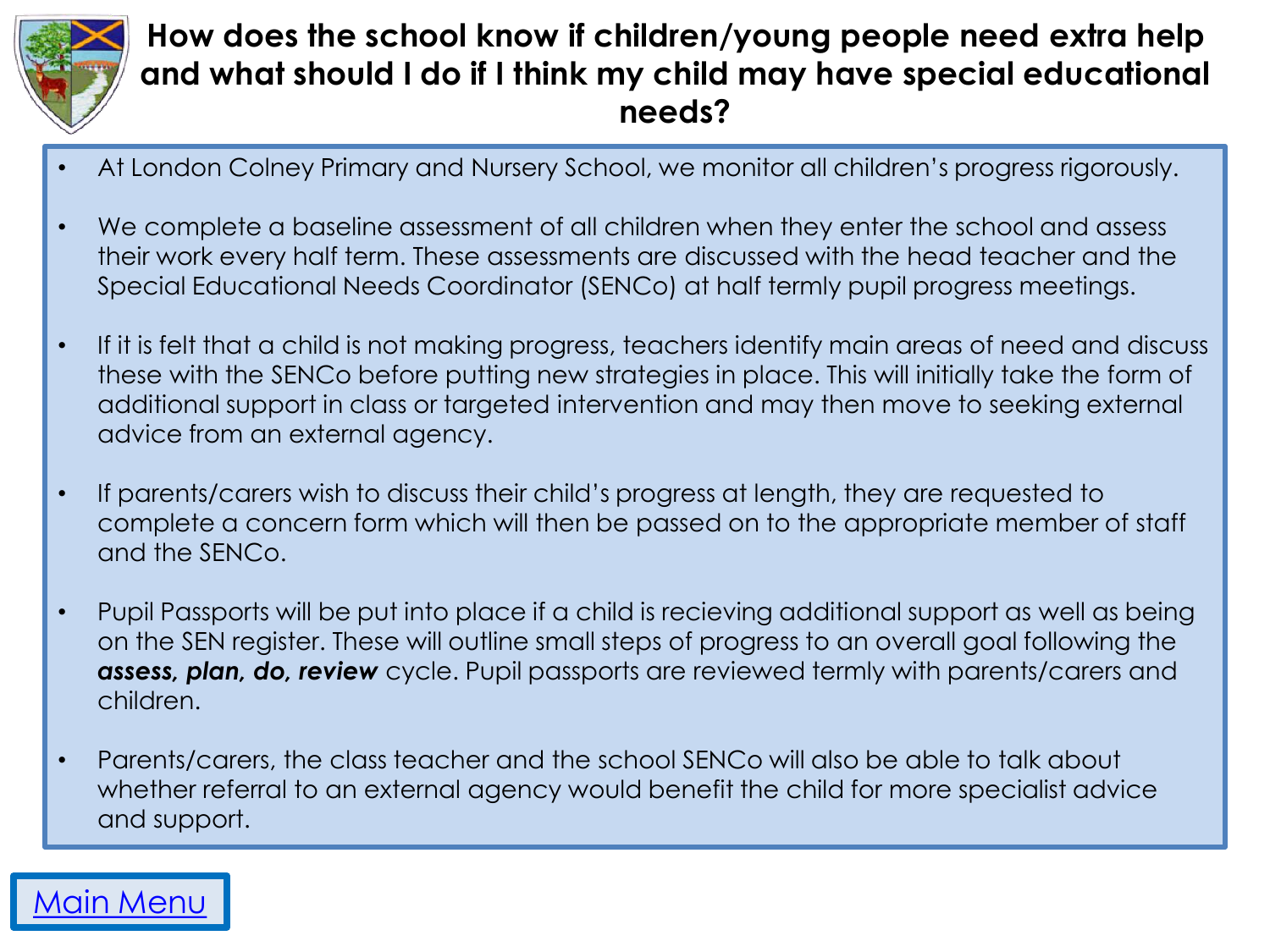# How does the school know if children/young people need extra help and what should I do if I think my child may have special educational needs?

- At London Colney Primary and Nursery School, we monitor all children's progress rigorously.
- We complete a baseline assessment of all children when they enter the school and assess their work every half term. These assessments are discussed with the head teacher and the Special Educational Needs Coordinator (SENCo) at half termly pupil progress meetings.
- If it is felt that a child is not making progress, teachers identify main areas of need and discuss these with the SENCo before putting new strategies in place. This will initially take the form of additional support in class or targeted intervention and may then move to seeking external advice from an external agency.
- If parents/carers wish to discuss their child's progress at length, they are requested to complete a concern form which will then be passed on to the appropriate member of staff and the SENCo.
- Pupil Passports will be put into place if a child is recieving additional support as well as being on the SEN register. These will outline small steps of progress to an overall goal following the ***assess, plan, do, review*** cycle. Pupil passports are reviewed termly with parents/carers and children.
- Parents/carers, the class teacher and the school SENCo will also be able to talk about whether referral to an external agency would benefit the child for more specialist advice and support.

Main Menu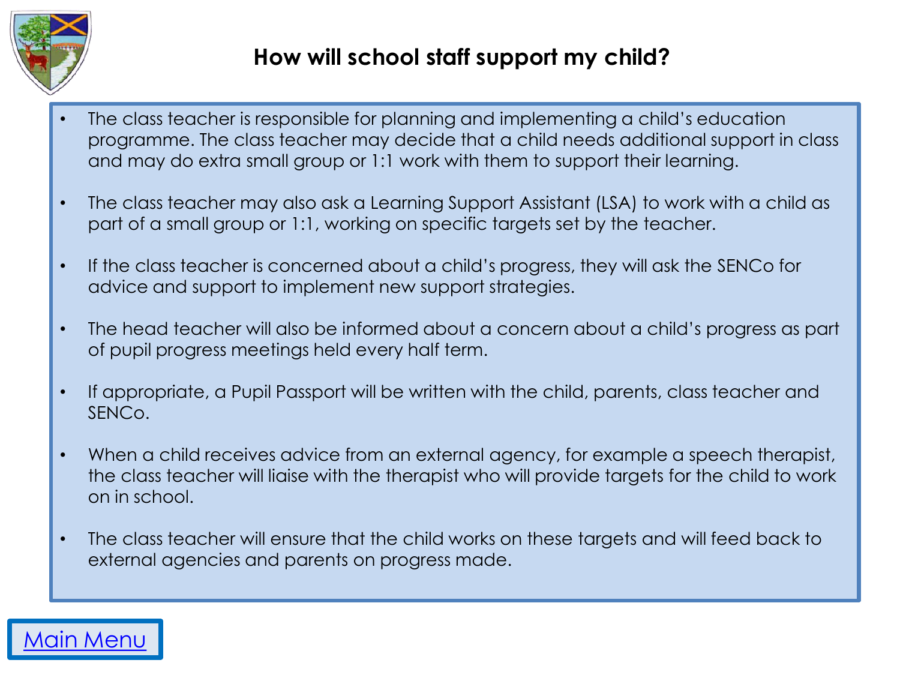# How will school staff support my child?

- The class teacher is responsible for planning and implementing a child's education programme. The class teacher may decide that a child needs additional support in class and may do extra small group or 1:1 work with them to support their learning.
- The class teacher may also ask a Learning Support Assistant (LSA) to work with a child as part of a small group or 1:1, working on specific targets set by the teacher.
- If the class teacher is concerned about a child's progress, they will ask the SENCo for advice and support to implement new support strategies.
- The head teacher will also be informed about a concern about a child's progress as part of pupil progress meetings held every half term.
- If appropriate, a Pupil Passport will be written with the child, parents, class teacher and SENCo.
- When a child receives advice from an external agency, for example a speech therapist, the class teacher will liaise with the therapist who will provide targets for the child to work on in school.
- The class teacher will ensure that the child works on these targets and will feed back to external agencies and parents on progress made.

Main Menu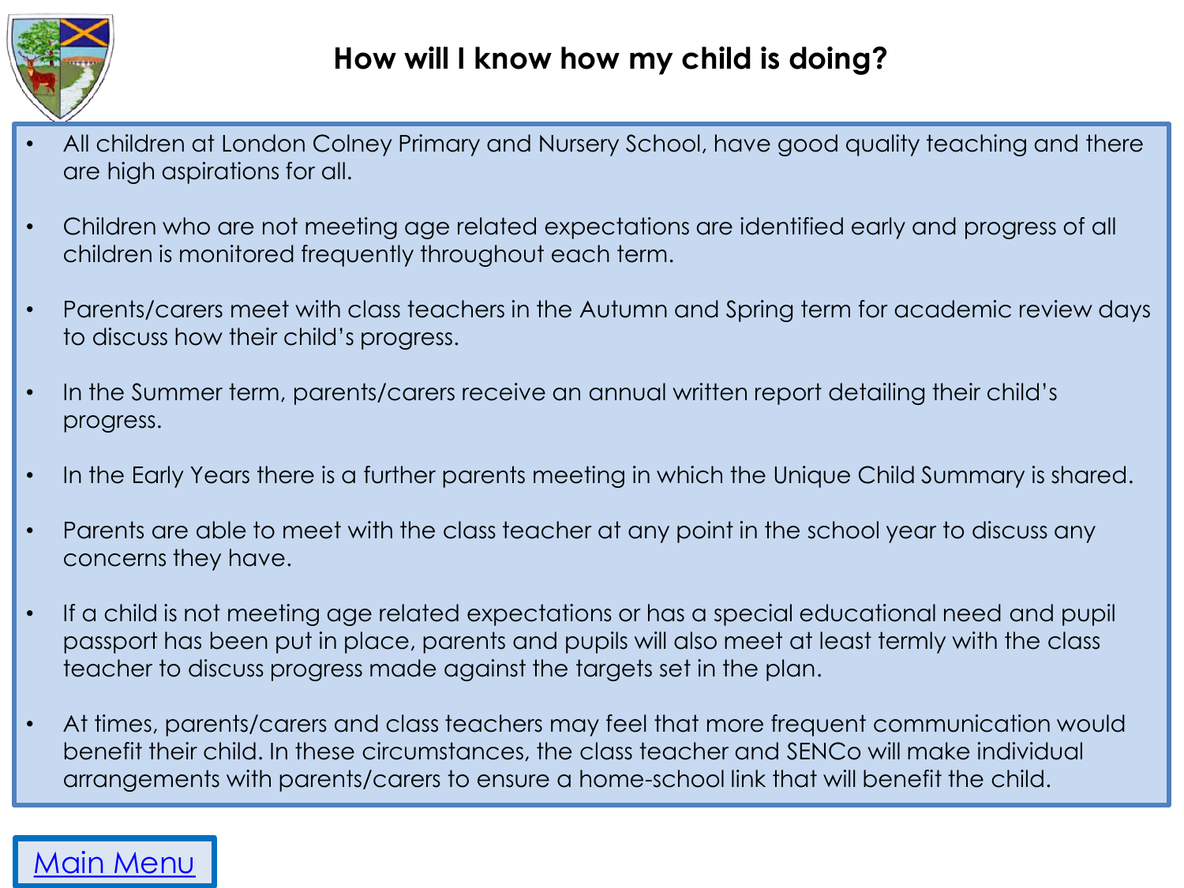# How will I know how my child is doing?

- All children at London Colney Primary and Nursery School, have good quality teaching and there are high aspirations for all.
- Children who are not meeting age related expectations are identified early and progress of all children is monitored frequently throughout each term.
- Parents/carers meet with class teachers in the Autumn and Spring term for academic review days to discuss how their child's progress.
- In the Summer term, parents/carers receive an annual written report detailing their child's progress.
- In the Early Years there is a further parents meeting in which the Unique Child Summary is shared.
- Parents are able to meet with the class teacher at any point in the school year to discuss any concerns they have.
- If a child is not meeting age related expectations or has a special educational need and pupil passport has been put in place, parents and pupils will also meet at least termly with the class teacher to discuss progress made against the targets set in the plan.
- At times, parents/carers and class teachers may feel that more frequent communication would benefit their child. In these circumstances, the class teacher and SENCo will make individual arrangements with parents/carers to ensure a home-school link that will benefit the child.

Main Menu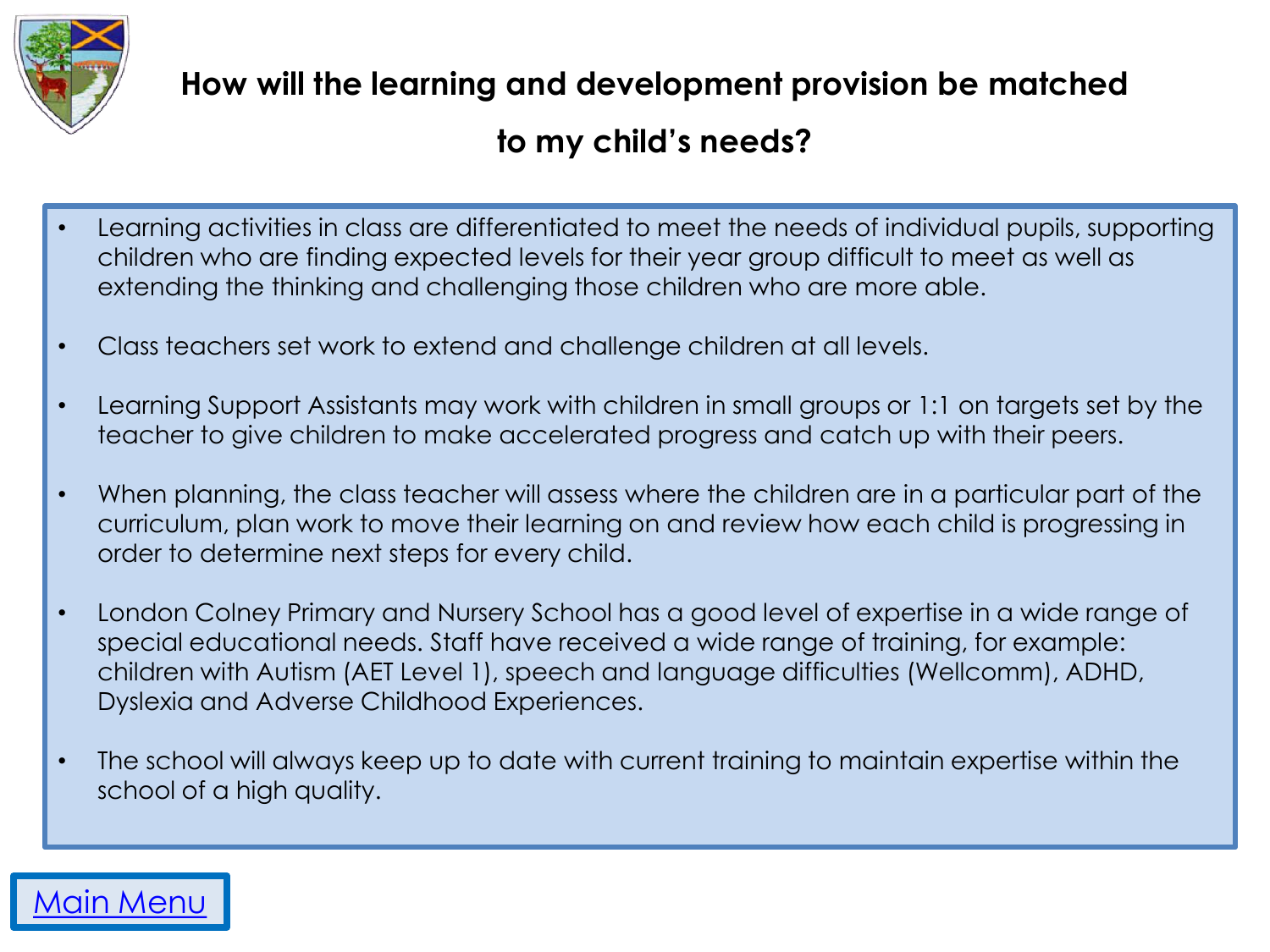# How will the learning and development provision be matched to my child's needs?

- Learning activities in class are differentiated to meet the needs of individual pupils, supporting children who are finding expected levels for their year group difficult to meet as well as extending the thinking and challenging those children who are more able.

- Class teachers set work to extend and challenge children at all levels.

- Learning Support Assistants may work with children in small groups or 1:1 on targets set by the teacher to give children to make accelerated progress and catch up with their peers.

- When planning, the class teacher will assess where the children are in a particular part of the curriculum, plan work to move their learning on and review how each child is progressing in order to determine next steps for every child.

- London Colney Primary and Nursery School has a good level of expertise in a wide range of special educational needs. Staff have received a wide range of training, for example: children with Autism (AET Level 1), speech and language difficulties (Wellcomm), ADHD, Dyslexia and Adverse Childhood Experiences.

- The school will always keep up to date with current training to maintain expertise within the school of a high quality.

Main Menu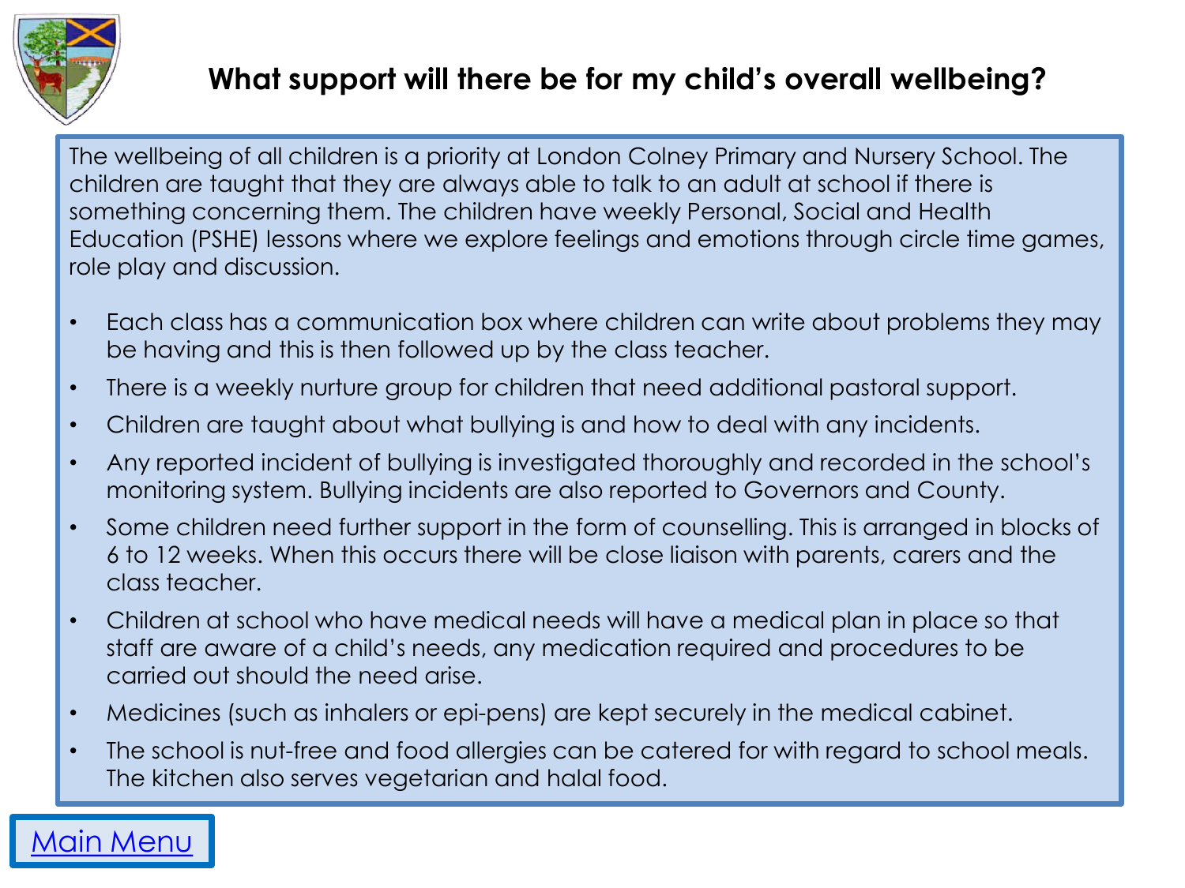# What support will there be for my child's overall wellbeing?

The wellbeing of all children is a priority at London Colney Primary and Nursery School. The children are taught that they are always able to talk to an adult at school if there is something concerning them. The children have weekly Personal, Social and Health Education (PSHE) lessons where we explore feelings and emotions through circle time games, role play and discussion.

- Each class has a communication box where children can write about problems they may be having and this is then followed up by the class teacher.
- There is a weekly nurture group for children that need additional pastoral support.
- Children are taught about what bullying is and how to deal with any incidents.
- Any reported incident of bullying is investigated thoroughly and recorded in the school's monitoring system. Bullying incidents are also reported to Governors and County.
- Some children need further support in the form of counselling. This is arranged in blocks of 6 to 12 weeks. When this occurs there will be close liaison with parents, carers and the class teacher.
- Children at school who have medical needs will have a medical plan in place so that staff are aware of a child's needs, any medication required and procedures to be carried out should the need arise.
- Medicines (such as inhalers or epi-pens) are kept securely in the medical cabinet.
- The school is nut-free and food allergies can be catered for with regard to school meals. The kitchen also serves vegetarian and halal food.

Main Menu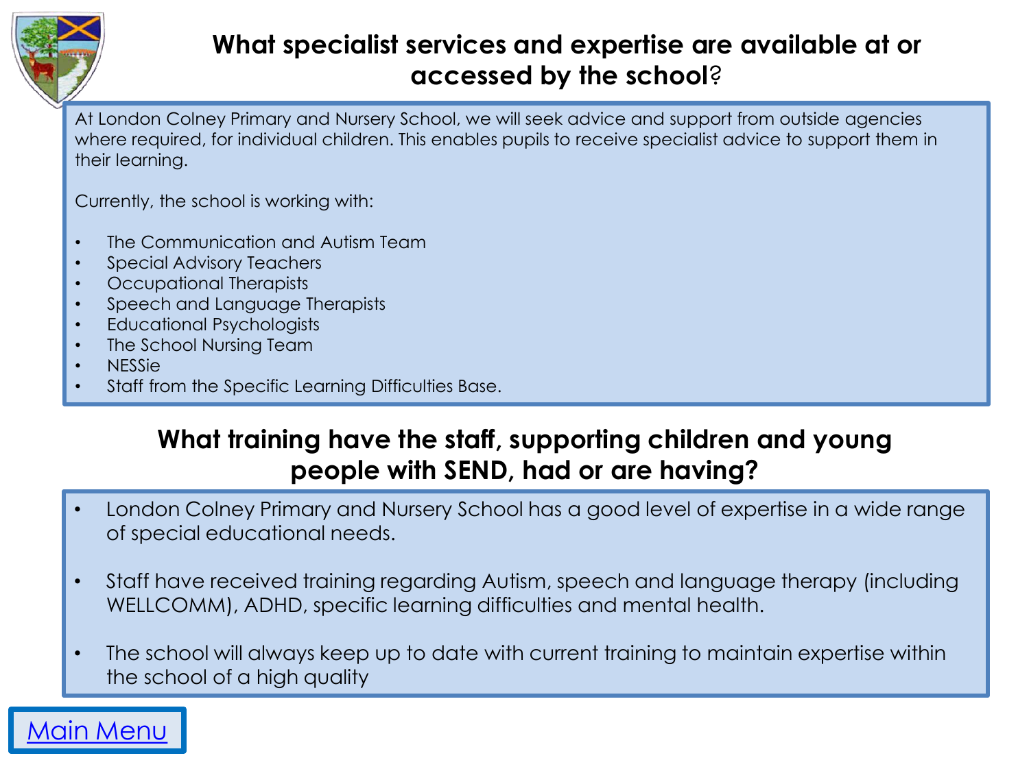## What specialist services and expertise are available at or accessed by the school?

At London Colney Primary and Nursery School, we will seek advice and support from outside agencies where required, for individual children. This enables pupils to receive specialist advice to support them in their learning.

Currently, the school is working with:

- The Communication and Autism Team
- Special Advisory Teachers
- Occupational Therapists
- Speech and Language Therapists
- Educational Psychologists
- The School Nursing Team
- NESSie
- Staff from the Specific Learning Difficulties Base.

## What training have the staff, supporting children and young people with SEND, had or are having?

- London Colney Primary and Nursery School has a good level of expertise in a wide range of special educational needs.
- Staff have received training regarding Autism, speech and language therapy (including WELLCOMM), ADHD, specific learning difficulties and mental health.
- The school will always keep up to date with current training to maintain expertise within the school of a high quality

Main Menu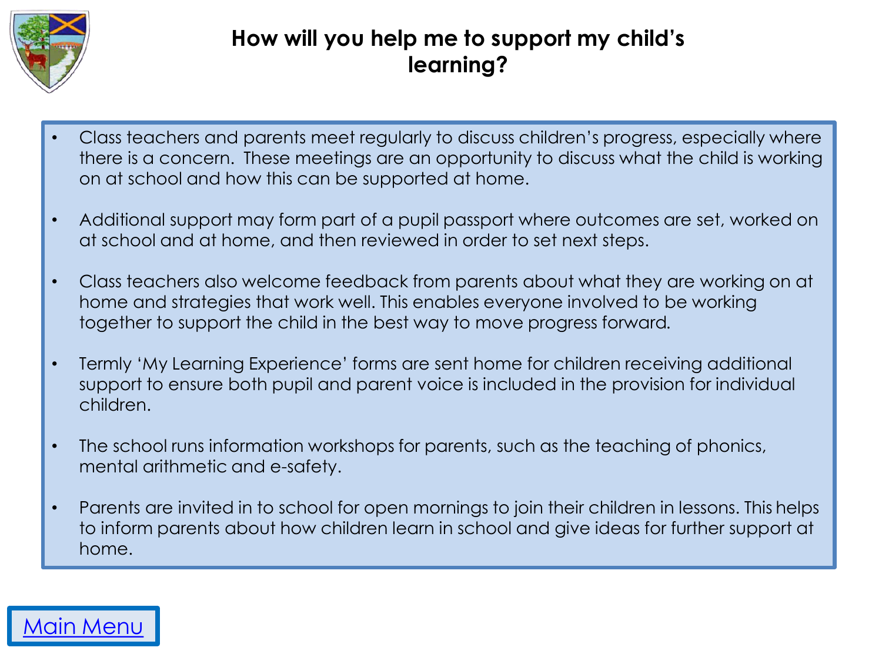# How will you help me to support my child's learning?

- Class teachers and parents meet regularly to discuss children's progress, especially where there is a concern. These meetings are an opportunity to discuss what the child is working on at school and how this can be supported at home.

- Additional support may form part of a pupil passport where outcomes are set, worked on at school and at home, and then reviewed in order to set next steps.

- Class teachers also welcome feedback from parents about what they are working on at home and strategies that work well. This enables everyone involved to be working together to support the child in the best way to move progress forward.

- Termly 'My Learning Experience' forms are sent home for children receiving additional support to ensure both pupil and parent voice is included in the provision for individual children.

- The school runs information workshops for parents, such as the teaching of phonics, mental arithmetic and e-safety.

- Parents are invited in to school for open mornings to join their children in lessons. This helps to inform parents about how children learn in school and give ideas for further support at home.

Main Menu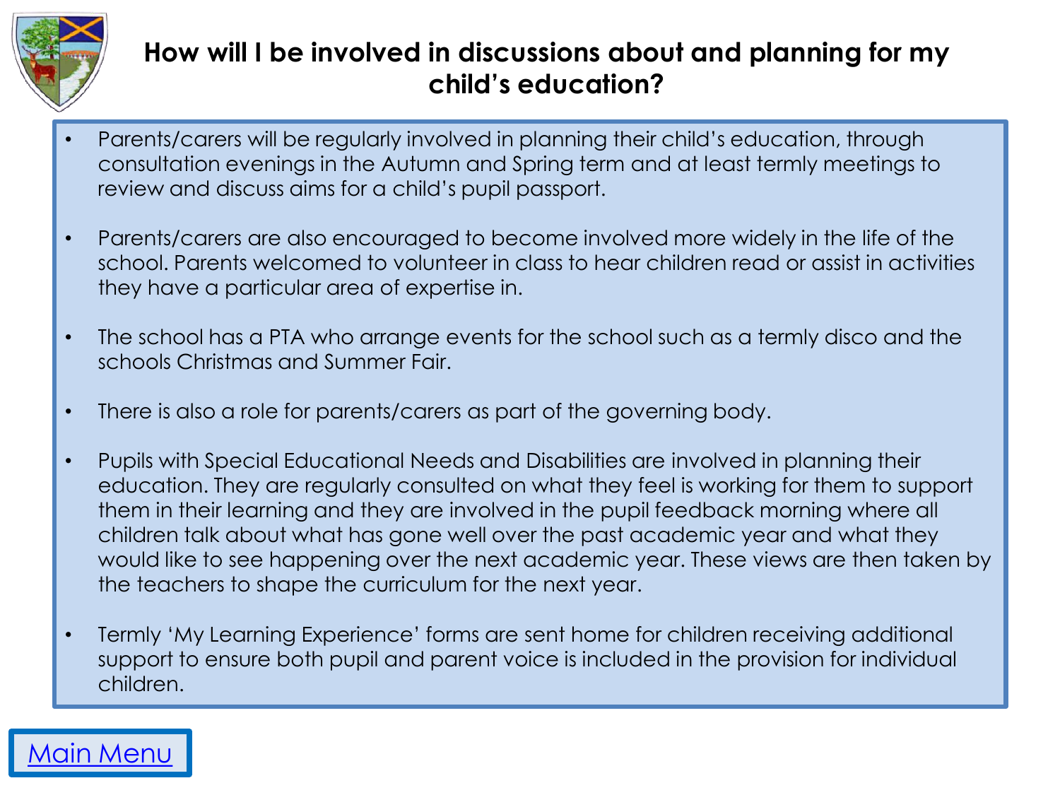# How will I be involved in discussions about and planning for my child's education?

- Parents/carers will be regularly involved in planning their child's education, through consultation evenings in the Autumn and Spring term and at least termly meetings to review and discuss aims for a child's pupil passport.

- Parents/carers are also encouraged to become involved more widely in the life of the school. Parents welcomed to volunteer in class to hear children read or assist in activities they have a particular area of expertise in.

- The school has a PTA who arrange events for the school such as a termly disco and the schools Christmas and Summer Fair.

- There is also a role for parents/carers as part of the governing body.

- Pupils with Special Educational Needs and Disabilities are involved in planning their education. They are regularly consulted on what they feel is working for them to support them in their learning and they are involved in the pupil feedback morning where all children talk about what has gone well over the past academic year and what they would like to see happening over the next academic year. These views are then taken by the teachers to shape the curriculum for the next year.

- Termly 'My Learning Experience' forms are sent home for children receiving additional support to ensure both pupil and parent voice is included in the provision for individual children.

Main Menu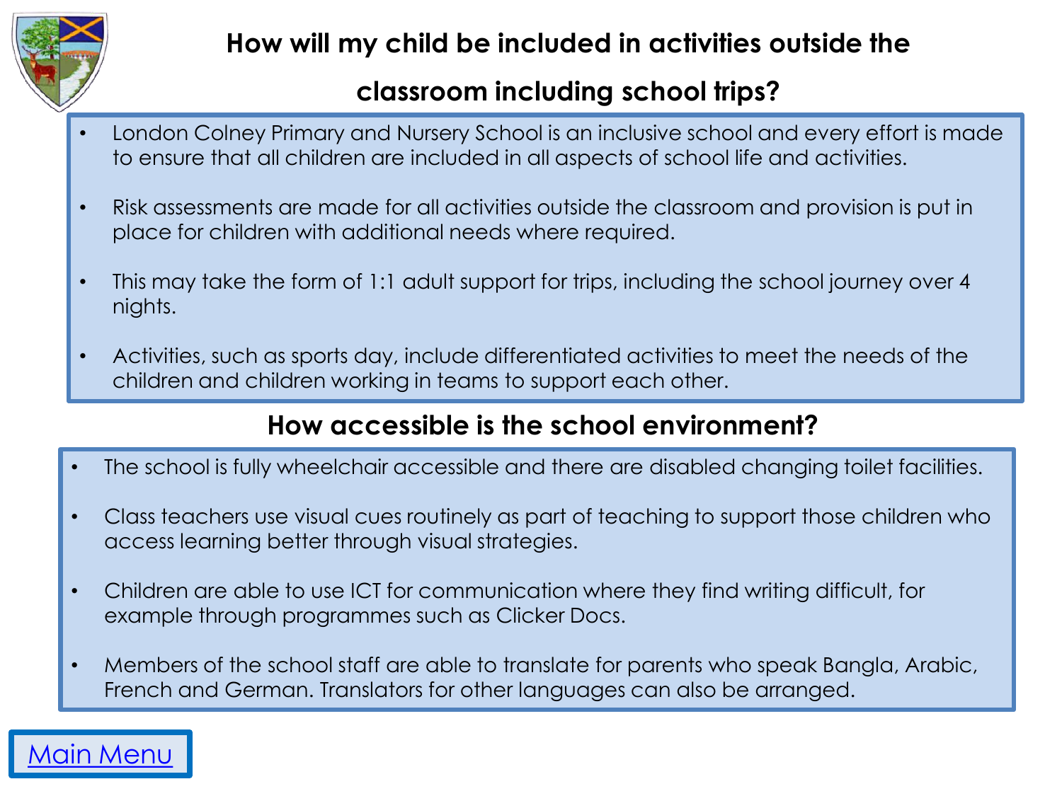## How will my child be included in activities outside the classroom including school trips?

- London Colney Primary and Nursery School is an inclusive school and every effort is made to ensure that all children are included in all aspects of school life and activities.
- Risk assessments are made for all activities outside the classroom and provision is put in place for children with additional needs where required.
- This may take the form of 1:1 adult support for trips, including the school journey over 4 nights.
- Activities, such as sports day, include differentiated activities to meet the needs of the children and children working in teams to support each other.

## How accessible is the school environment?

- The school is fully wheelchair accessible and there are disabled changing toilet facilities.
- Class teachers use visual cues routinely as part of teaching to support those children who access learning better through visual strategies.
- Children are able to use ICT for communication where they find writing difficult, for example through programmes such as Clicker Docs.
- Members of the school staff are able to translate for parents who speak Bangla, Arabic, French and German. Translators for other languages can also be arranged.

Main Menu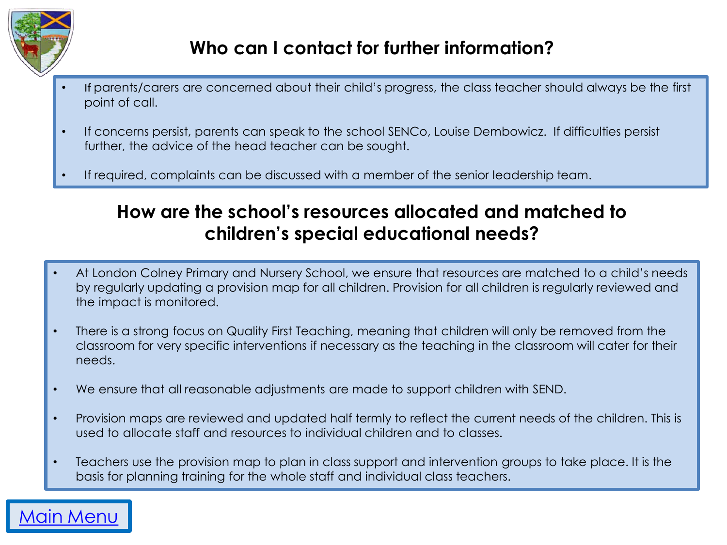## Who can I contact for further information?

- If parents/carers are concerned about their child's progress, the class teacher should always be the first point of call.
- If concerns persist, parents can speak to the school SENCo, Louise Dembowicz. If difficulties persist further, the advice of the head teacher can be sought.
- If required, complaints can be discussed with a member of the senior leadership team.

## How are the school's resources allocated and matched to children's special educational needs?

- At London Colney Primary and Nursery School, we ensure that resources are matched to a child's needs by regularly updating a provision map for all children. Provision for all children is regularly reviewed and the impact is monitored.
- There is a strong focus on Quality First Teaching, meaning that children will only be removed from the classroom for very specific interventions if necessary as the teaching in the classroom will cater for their needs.
- We ensure that all reasonable adjustments are made to support children with SEND.
- Provision maps are reviewed and updated half termly to reflect the current needs of the children. This is used to allocate staff and resources to individual children and to classes.
- Teachers use the provision map to plan in class support and intervention groups to take place. It is the basis for planning training for the whole staff and individual class teachers.

Main Menu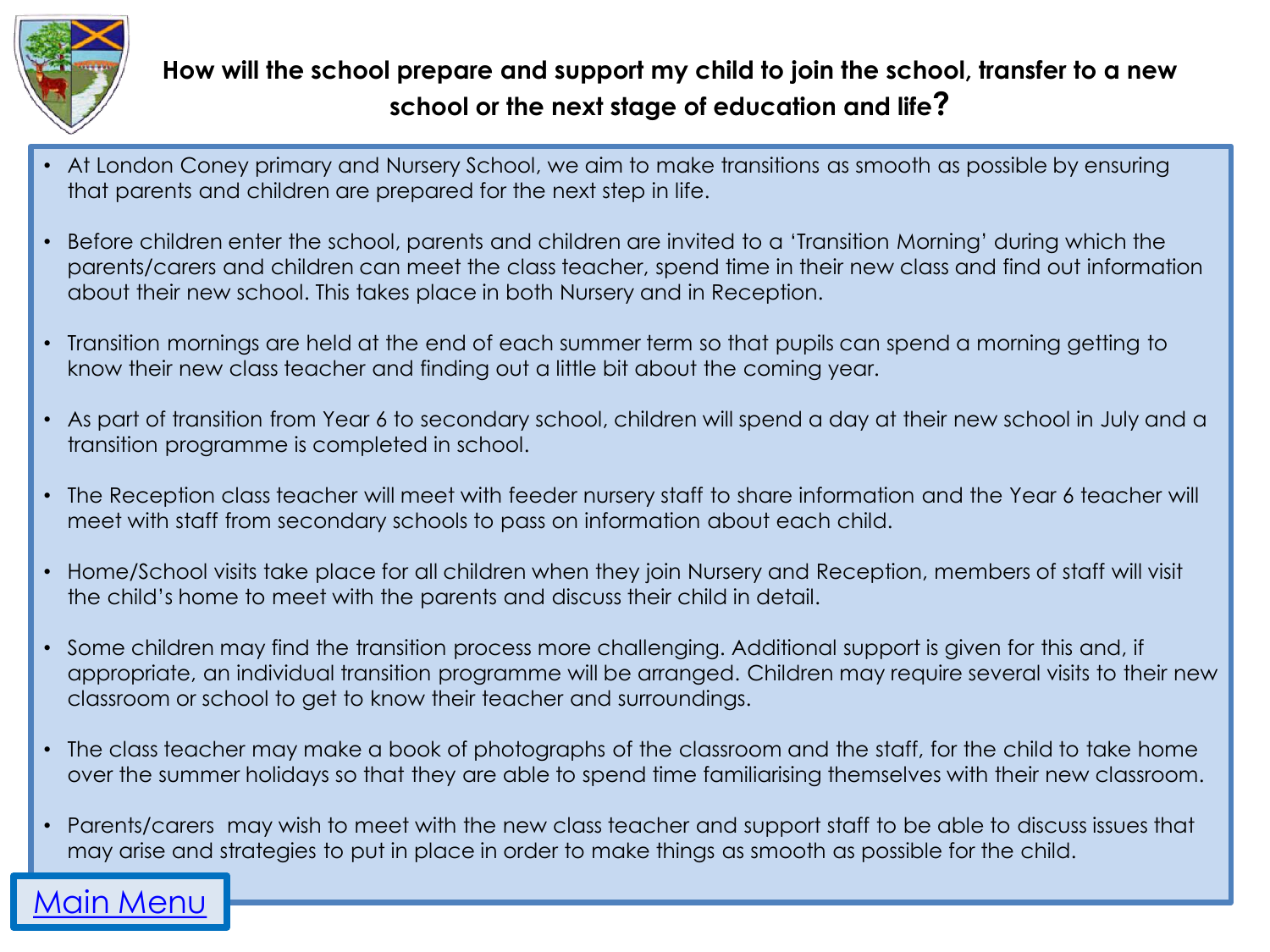## How will the school prepare and support my child to join the school, transfer to a new school or the next stage of education and life?

- At London Coney primary and Nursery School, we aim to make transitions as smooth as possible by ensuring that parents and children are prepared for the next step in life.
- Before children enter the school, parents and children are invited to a 'Transition Morning' during which the parents/carers and children can meet the class teacher, spend time in their new class and find out information about their new school. This takes place in both Nursery and in Reception.
- Transition mornings are held at the end of each summer term so that pupils can spend a morning getting to know their new class teacher and finding out a little bit about the coming year.
- As part of transition from Year 6 to secondary school, children will spend a day at their new school in July and a transition programme is completed in school.
- The Reception class teacher will meet with feeder nursery staff to share information and the Year 6 teacher will meet with staff from secondary schools to pass on information about each child.
- Home/School visits take place for all children when they join Nursery and Reception, members of staff will visit the child's home to meet with the parents and discuss their child in detail.
- Some children may find the transition process more challenging. Additional support is given for this and, if appropriate, an individual transition programme will be arranged. Children may require several visits to their new classroom or school to get to know their teacher and surroundings.
- The class teacher may make a book of photographs of the classroom and the staff, for the child to take home over the summer holidays so that they are able to spend time familiarising themselves with their new classroom.
- Parents/carers may wish to meet with the new class teacher and support staff to be able to discuss issues that may arise and strategies to put in place in order to make things as smooth as possible for the child.

Main Menu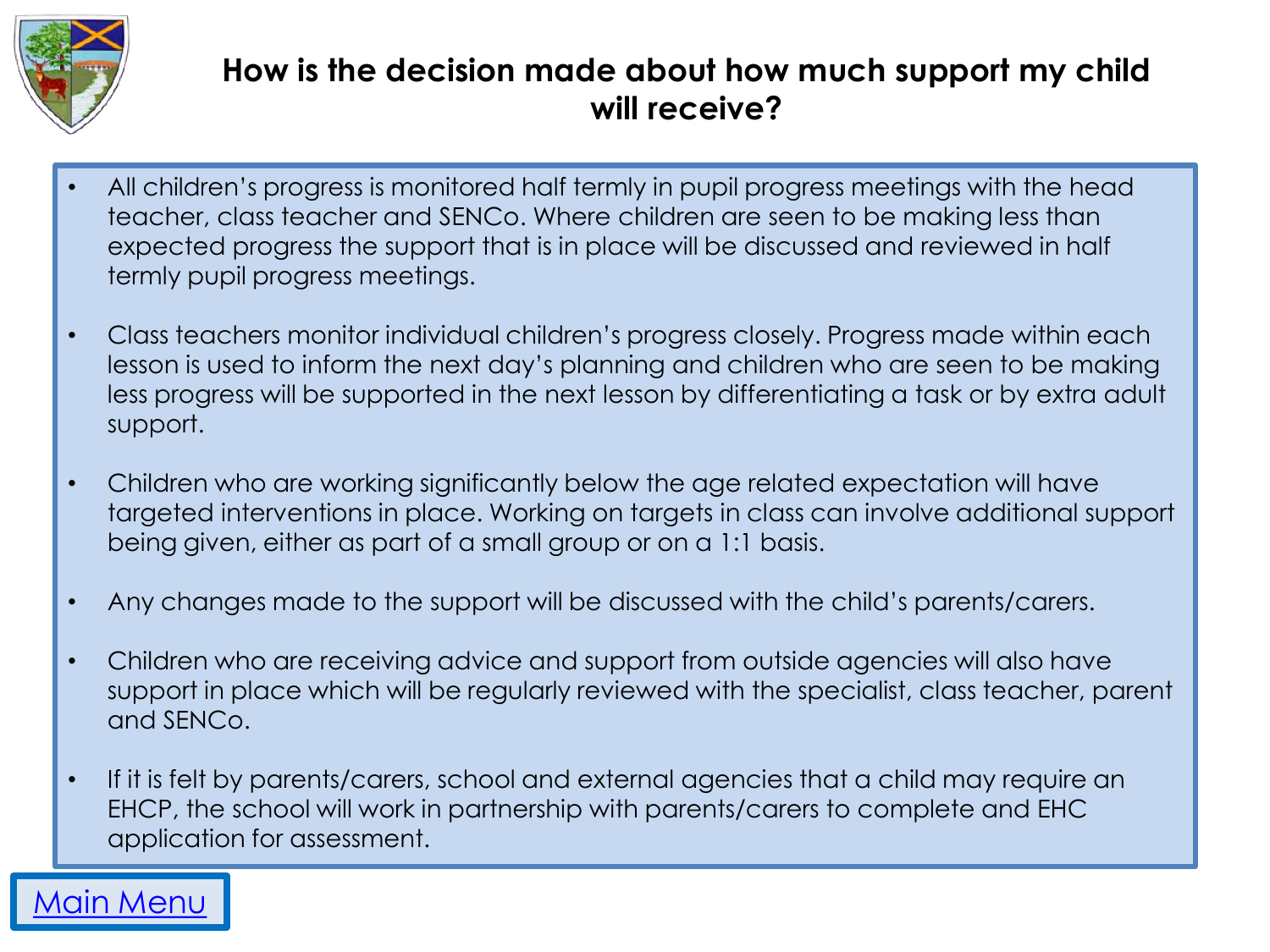# How is the decision made about how much support my child will receive?

- All children's progress is monitored half termly in pupil progress meetings with the head teacher, class teacher and SENCo. Where children are seen to be making less than expected progress the support that is in place will be discussed and reviewed in half termly pupil progress meetings.

- Class teachers monitor individual children's progress closely. Progress made within each lesson is used to inform the next day's planning and children who are seen to be making less progress will be supported in the next lesson by differentiating a task or by extra adult support.

- Children who are working significantly below the age related expectation will have targeted interventions in place. Working on targets in class can involve additional support being given, either as part of a small group or on a 1:1 basis.

- Any changes made to the support will be discussed with the child's parents/carers.

- Children who are receiving advice and support from outside agencies will also have support in place which will be regularly reviewed with the specialist, class teacher, parent and SENCo.

- If it is felt by parents/carers, school and external agencies that a child may require an EHCP, the school will work in partnership with parents/carers to complete and EHC application for assessment.

Main Menu